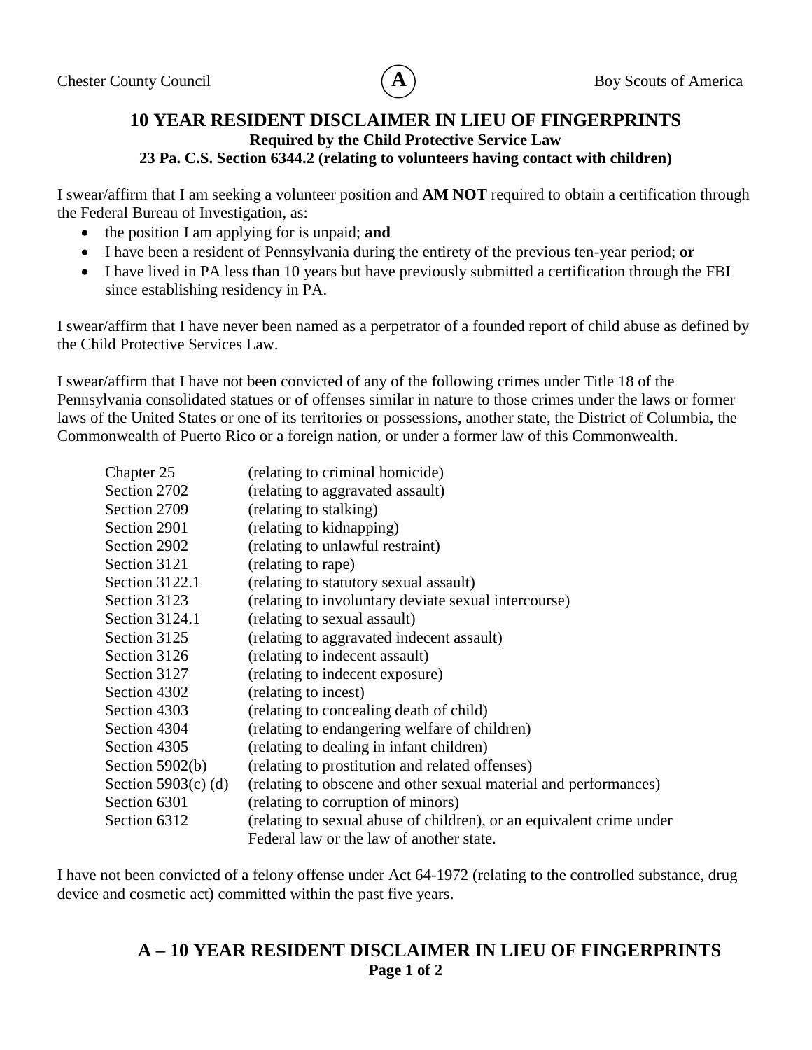Chester County Council **A** Boy Scouts of America

# 10 YEAR RESIDENT DISCLAIMER IN LIEU OF FINGERPRINTS

**Required by the Child Protective Service Law**

**23 Pa. C.S. Section 6344.2 (relating to volunteers having contact with children)**

I swear/affirm that I am seeking a volunteer position and **AM NOT** required to obtain a certification through the Federal Bureau of Investigation, as:

- the position I am applying for is unpaid; **and**
- I have been a resident of Pennsylvania during the entirety of the previous ten-year period; **or**
- I have lived in PA less than 10 years but have previously submitted a certification through the FBI since establishing residency in PA.

I swear/affirm that I have never been named as a perpetrator of a founded report of child abuse as defined by the Child Protective Services Law.

I swear/affirm that I have not been convicted of any of the following crimes under Title 18 of the Pennsylvania consolidated statues or of offenses similar in nature to those crimes under the laws or former laws of the United States or one of its territories or possessions, another state, the District of Columbia, the Commonwealth of Puerto Rico or a foreign nation, or under a former law of this Commonwealth.

| | |
|---|---|
| Chapter 25 | (relating to criminal homicide) |
| Section 2702 | (relating to aggravated assault) |
| Section 2709 | (relating to stalking) |
| Section 2901 | (relating to kidnapping) |
| Section 2902 | (relating to unlawful restraint) |
| Section 3121 | (relating to rape) |
| Section 3122.1 | (relating to statutory sexual assault) |
| Section 3123 | (relating to involuntary deviate sexual intercourse) |
| Section 3124.1 | (relating to sexual assault) |
| Section 3125 | (relating to aggravated indecent assault) |
| Section 3126 | (relating to indecent assault) |
| Section 3127 | (relating to indecent exposure) |
| Section 4302 | (relating to incest) |
| Section 4303 | (relating to concealing death of child) |
| Section 4304 | (relating to endangering welfare of children) |
| Section 4305 | (relating to dealing in infant children) |
| Section 5902(b) | (relating to prostitution and related offenses) |
| Section 5903(c) (d) | (relating to obscene and other sexual material and performances) |
| Section 6301 | (relating to corruption of minors) |
| Section 6312 | (relating to sexual abuse of children), or an equivalent crime under Federal law or the law of another state. |

I have not been convicted of a felony offense under Act 64-1972 (relating to the controlled substance, drug device and cosmetic act) committed within the past five years.

**A – 10 YEAR RESIDENT DISCLAIMER IN LIEU OF FINGERPRINTS**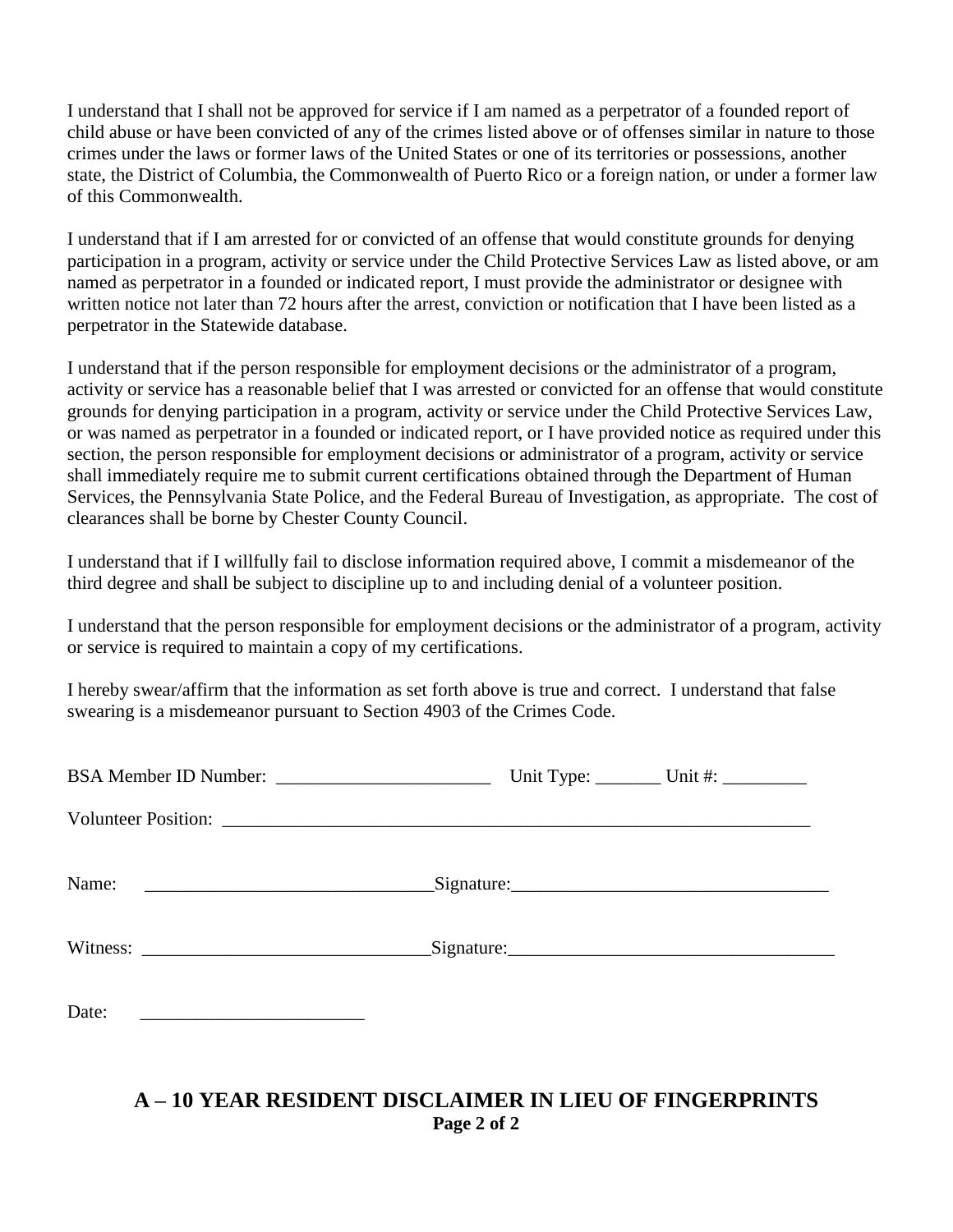I understand that I shall not be approved for service if I am named as a perpetrator of a founded report of child abuse or have been convicted of any of the crimes listed above or of offenses similar in nature to those crimes under the laws or former laws of the United States or one of its territories or possessions, another state, the District of Columbia, the Commonwealth of Puerto Rico or a foreign nation, or under a former law of this Commonwealth.

I understand that if I am arrested for or convicted of an offense that would constitute grounds for denying participation in a program, activity or service under the Child Protective Services Law as listed above, or am named as perpetrator in a founded or indicated report, I must provide the administrator or designee with written notice not later than 72 hours after the arrest, conviction or notification that I have been listed as a perpetrator in the Statewide database.

I understand that if the person responsible for employment decisions or the administrator of a program, activity or service has a reasonable belief that I was arrested or convicted for an offense that would constitute grounds for denying participation in a program, activity or service under the Child Protective Services Law, or was named as perpetrator in a founded or indicated report, or I have provided notice as required under this section, the person responsible for employment decisions or administrator of a program, activity or service shall immediately require me to submit current certifications obtained through the Department of Human Services, the Pennsylvania State Police, and the Federal Bureau of Investigation, as appropriate. The cost of clearances shall be borne by Chester County Council.

I understand that if I willfully fail to disclose information required above, I commit a misdemeanor of the third degree and shall be subject to discipline up to and including denial of a volunteer position.

I understand that the person responsible for employment decisions or the administrator of a program, activity or service is required to maintain a copy of my certifications.

I hereby swear/affirm that the information as set forth above is true and correct. I understand that false swearing is a misdemeanor pursuant to Section 4903 of the Crimes Code.

BSA Member ID Number: _______________________ Unit Type: _______ Unit #: _________

Volunteer Position: ______________________________________________________________

Name: _______________________________ Signature: __________________________________

Witness: _______________________________ Signature: __________________________________

Date: ________________________

## A – 10 YEAR RESIDENT DISCLAIMER IN LIEU OF FINGERPRINTS